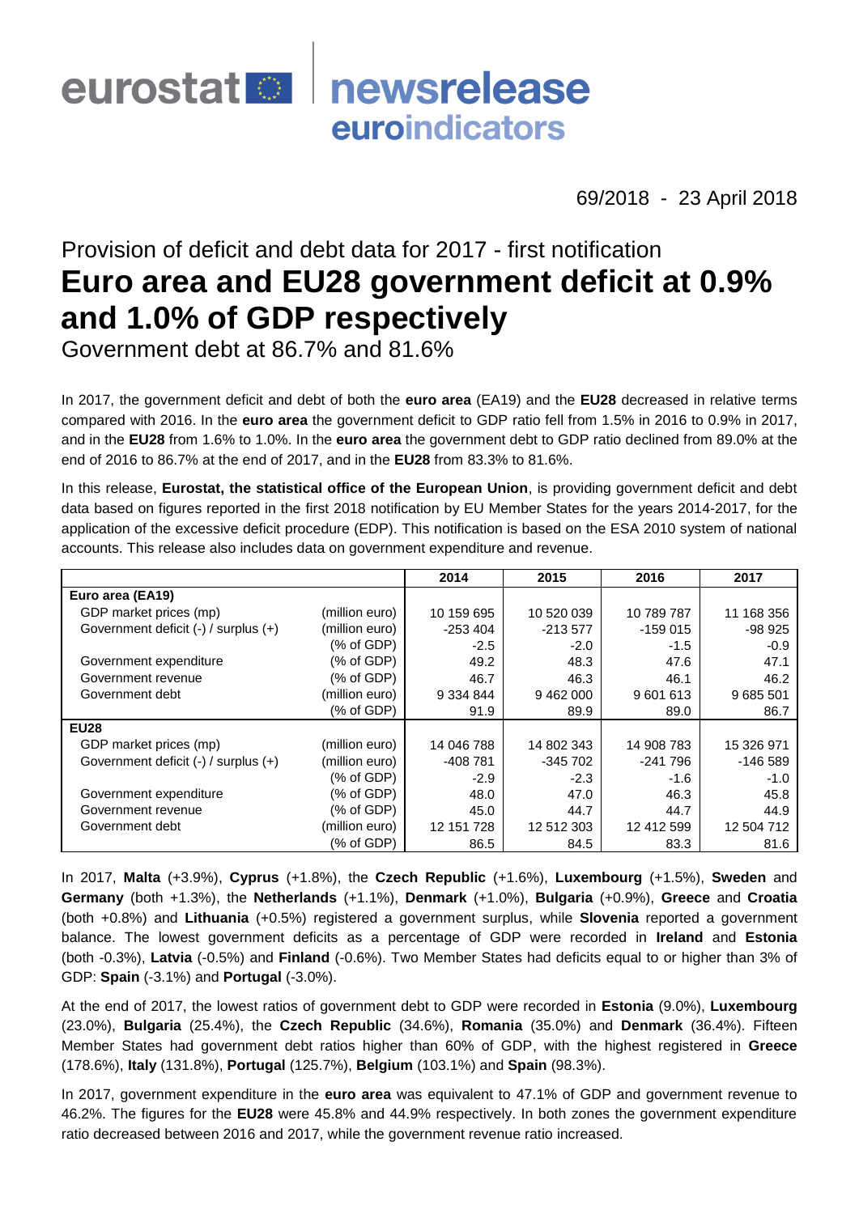eurostat newsrelease euroindicators

69/2018 - 23 April 2018

# Provision of deficit and debt data for 2017 - first notification

# Euro area and EU28 government deficit at 0.9% and 1.0% of GDP respectively

## Government debt at 86.7% and 81.6%

In 2017, the government deficit and debt of both the **euro area** (EA19) and the **EU28** decreased in relative terms compared with 2016. In the **euro area** the government deficit to GDP ratio fell from 1.5% in 2016 to 0.9% in 2017, and in the **EU28** from 1.6% to 1.0%. In the **euro area** the government debt to GDP ratio declined from 89.0% at the end of 2016 to 86.7% at the end of 2017, and in the **EU28** from 83.3% to 81.6%.

In this release, **Eurostat, the statistical office of the European Union**, is providing government deficit and debt data based on figures reported in the first 2018 notification by EU Member States for the years 2014-2017, for the application of the excessive deficit procedure (EDP). This notification is based on the ESA 2010 system of national accounts. This release also includes data on government expenditure and revenue.

| | | 2014 | 2015 | 2016 | 2017 |
|---|---|---|---|---|---|
| **Euro area (EA19)** | | | | | |
| GDP market prices (mp) | (million euro) | 10 159 695 | 10 520 039 | 10 789 787 | 11 168 356 |
| Government deficit (-) / surplus (+) | (million euro) | -253 404 | -213 577 | -159 015 | -98 925 |
| | (% of GDP) | -2.5 | -2.0 | -1.5 | -0.9 |
| Government expenditure | (% of GDP) | 49.2 | 48.3 | 47.6 | 47.1 |
| Government revenue | (% of GDP) | 46.7 | 46.3 | 46.1 | 46.2 |
| Government debt | (million euro) | 9 334 844 | 9 462 000 | 9 601 613 | 9 685 501 |
| | (% of GDP) | 91.9 | 89.9 | 89.0 | 86.7 |
| **EU28** | | | | | |
| GDP market prices (mp) | (million euro) | 14 046 788 | 14 802 343 | 14 908 783 | 15 326 971 |
| Government deficit (-) / surplus (+) | (million euro) | -408 781 | -345 702 | -241 796 | -146 589 |
| | (% of GDP) | -2.9 | -2.3 | -1.6 | -1.0 |
| Government expenditure | (% of GDP) | 48.0 | 47.0 | 46.3 | 45.8 |
| Government revenue | (% of GDP) | 45.0 | 44.7 | 44.7 | 44.9 |
| Government debt | (million euro) | 12 151 728 | 12 512 303 | 12 412 599 | 12 504 712 |
| | (% of GDP) | 86.5 | 84.5 | 83.3 | 81.6 |

In 2017, **Malta** (+3.9%), **Cyprus** (+1.8%), the **Czech Republic** (+1.6%), **Luxembourg** (+1.5%), **Sweden** and **Germany** (both +1.3%), the **Netherlands** (+1.1%), **Denmark** (+1.0%), **Bulgaria** (+0.9%), **Greece** and **Croatia** (both +0.8%) and **Lithuania** (+0.5%) registered a government surplus, while **Slovenia** reported a government balance. The lowest government deficits as a percentage of GDP were recorded in **Ireland** and **Estonia** (both -0.3%), **Latvia** (-0.5%) and **Finland** (-0.6%). Two Member States had deficits equal to or higher than 3% of GDP: **Spain** (-3.1%) and **Portugal** (-3.0%).

At the end of 2017, the lowest ratios of government debt to GDP were recorded in **Estonia** (9.0%), **Luxembourg** (23.0%), **Bulgaria** (25.4%), the **Czech Republic** (34.6%), **Romania** (35.0%) and **Denmark** (36.4%). Fifteen Member States had government debt ratios higher than 60% of GDP, with the highest registered in **Greece** (178.6%), **Italy** (131.8%), **Portugal** (125.7%), **Belgium** (103.1%) and **Spain** (98.3%).

In 2017, government expenditure in the **euro area** was equivalent to 47.1% of GDP and government revenue to 46.2%. The figures for the **EU28** were 45.8% and 44.9% respectively. In both zones the government expenditure ratio decreased between 2016 and 2017, while the government revenue ratio increased.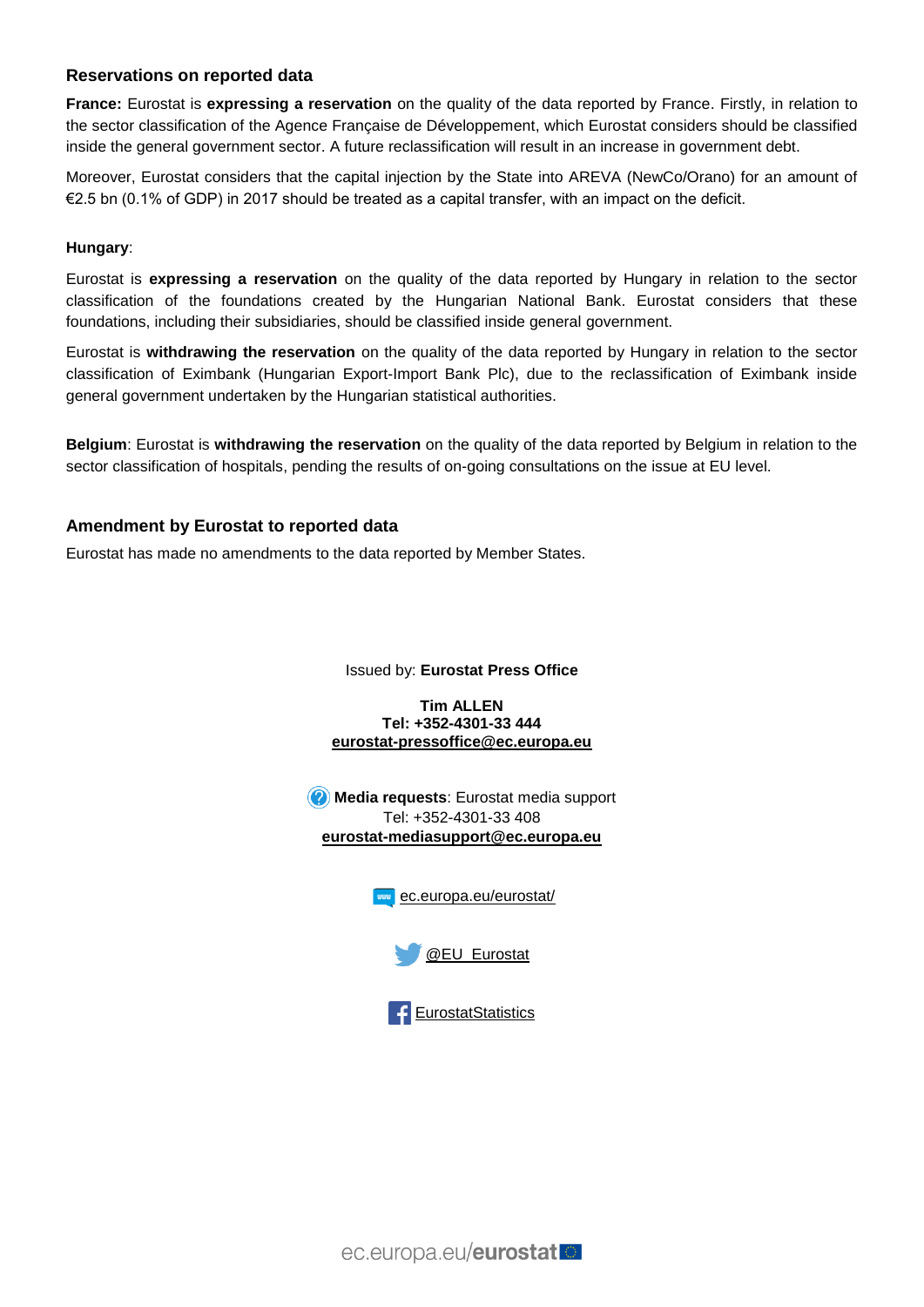## Reservations on reported data

**France:** Eurostat is **expressing a reservation** on the quality of the data reported by France. Firstly, in relation to the sector classification of the Agence Française de Développement, which Eurostat considers should be classified inside the general government sector. A future reclassification will result in an increase in government debt.

Moreover, Eurostat considers that the capital injection by the State into AREVA (NewCo/Orano) for an amount of €2.5 bn (0.1% of GDP) in 2017 should be treated as a capital transfer, with an impact on the deficit.

**Hungary**:

Eurostat is **expressing a reservation** on the quality of the data reported by Hungary in relation to the sector classification of the foundations created by the Hungarian National Bank. Eurostat considers that these foundations, including their subsidiaries, should be classified inside general government.

Eurostat is **withdrawing the reservation** on the quality of the data reported by Hungary in relation to the sector classification of Eximbank (Hungarian Export-Import Bank Plc), due to the reclassification of Eximbank inside general government undertaken by the Hungarian statistical authorities.

**Belgium**: Eurostat is **withdrawing the reservation** on the quality of the data reported by Belgium in relation to the sector classification of hospitals, pending the results of on-going consultations on the issue at EU level.

## Amendment by Eurostat to reported data

Eurostat has made no amendments to the data reported by Member States.

Issued by: **Eurostat Press Office**

**Tim ALLEN**
**Tel: +352-4301-33 444**
**eurostat-pressoffice@ec.europa.eu**

**Media requests**: Eurostat media support
Tel: +352-4301-33 408
**eurostat-mediasupport@ec.europa.eu**

ec.europa.eu/eurostat/

@EU_Eurostat

EurostatStatistics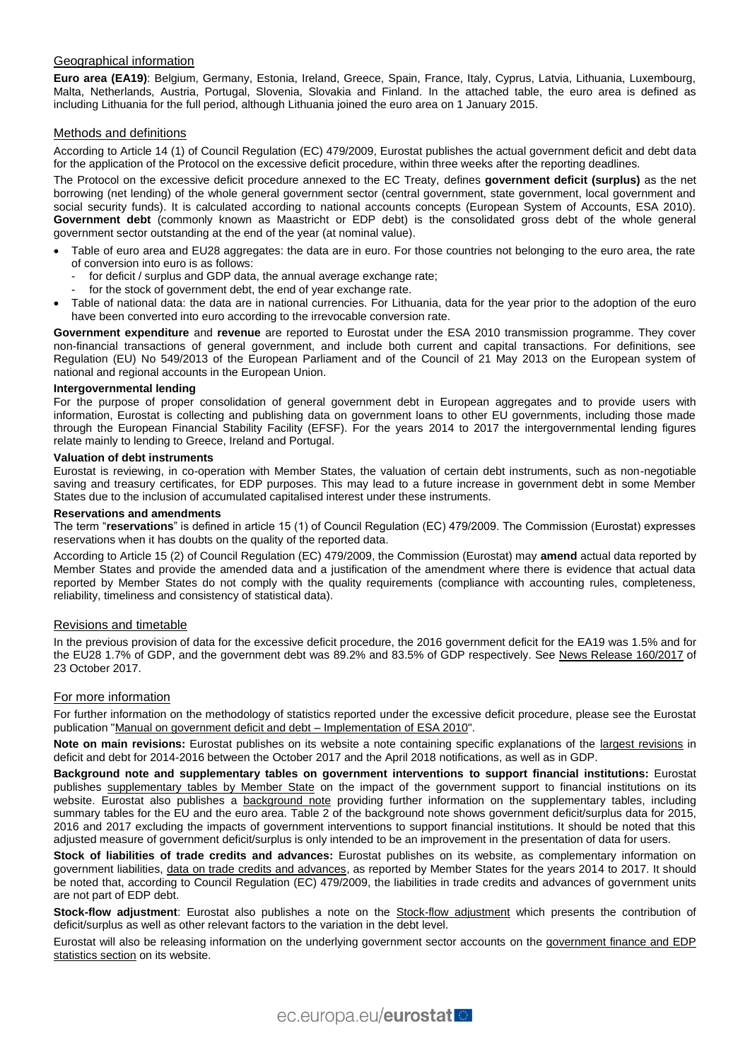## Geographical information

**Euro area (EA19)**: Belgium, Germany, Estonia, Ireland, Greece, Spain, France, Italy, Cyprus, Latvia, Lithuania, Luxembourg, Malta, Netherlands, Austria, Portugal, Slovenia, Slovakia and Finland. In the attached table, the euro area is defined as including Lithuania for the full period, although Lithuania joined the euro area on 1 January 2015.

## Methods and definitions

According to Article 14 (1) of Council Regulation (EC) 479/2009, Eurostat publishes the actual government deficit and debt data for the application of the Protocol on the excessive deficit procedure, within three weeks after the reporting deadlines.

The Protocol on the excessive deficit procedure annexed to the EC Treaty, defines **government deficit (surplus)** as the net borrowing (net lending) of the whole general government sector (central government, state government, local government and social security funds). It is calculated according to national accounts concepts (European System of Accounts, ESA 2010). **Government debt** (commonly known as Maastricht or EDP debt) is the consolidated gross debt of the whole general government sector outstanding at the end of the year (at nominal value).

- Table of euro area and EU28 aggregates: the data are in euro. For those countries not belonging to the euro area, the rate of conversion into euro is as follows:
  - for deficit / surplus and GDP data, the annual average exchange rate;
  - for the stock of government debt, the end of year exchange rate.
- Table of national data: the data are in national currencies. For Lithuania, data for the year prior to the adoption of the euro have been converted into euro according to the irrevocable conversion rate.

**Government expenditure** and **revenue** are reported to Eurostat under the ESA 2010 transmission programme. They cover non-financial transactions of general government, and include both current and capital transactions. For definitions, see Regulation (EU) No 549/2013 of the European Parliament and of the Council of 21 May 2013 on the European system of national and regional accounts in the European Union.

**Intergovernmental lending**

For the purpose of proper consolidation of general government debt in European aggregates and to provide users with information, Eurostat is collecting and publishing data on government loans to other EU governments, including those made through the European Financial Stability Facility (EFSF). For the years 2014 to 2017 the intergovernmental lending figures relate mainly to lending to Greece, Ireland and Portugal.

**Valuation of debt instruments**

Eurostat is reviewing, in co-operation with Member States, the valuation of certain debt instruments, such as non-negotiable saving and treasury certificates, for EDP purposes. This may lead to a future increase in government debt in some Member States due to the inclusion of accumulated capitalised interest under these instruments.

**Reservations and amendments**

The term "**reservations**" is defined in article 15 (1) of Council Regulation (EC) 479/2009. The Commission (Eurostat) expresses reservations when it has doubts on the quality of the reported data.

According to Article 15 (2) of Council Regulation (EC) 479/2009, the Commission (Eurostat) may **amend** actual data reported by Member States and provide the amended data and a justification of the amendment where there is evidence that actual data reported by Member States do not comply with the quality requirements (compliance with accounting rules, completeness, reliability, timeliness and consistency of statistical data).

## Revisions and timetable

In the previous provision of data for the excessive deficit procedure, the 2016 government deficit for the EA19 was 1.5% and for the EU28 1.7% of GDP, and the government debt was 89.2% and 83.5% of GDP respectively. See News Release 160/2017 of 23 October 2017.

## For more information

For further information on the methodology of statistics reported under the excessive deficit procedure, please see the Eurostat publication "Manual on government deficit and debt – Implementation of ESA 2010".

**Note on main revisions:** Eurostat publishes on its website a note containing specific explanations of the largest revisions in deficit and debt for 2014-2016 between the October 2017 and the April 2018 notifications, as well as in GDP.

**Background note and supplementary tables on government interventions to support financial institutions:** Eurostat publishes supplementary tables by Member State on the impact of the government support to financial institutions on its website. Eurostat also publishes a background note providing further information on the supplementary tables, including summary tables for the EU and the euro area. Table 2 of the background note shows government deficit/surplus data for 2015, 2016 and 2017 excluding the impacts of government interventions to support financial institutions. It should be noted that this adjusted measure of government deficit/surplus is only intended to be an improvement in the presentation of data for users.

**Stock of liabilities of trade credits and advances:** Eurostat publishes on its website, as complementary information on government liabilities, data on trade credits and advances, as reported by Member States for the years 2014 to 2017. It should be noted that, according to Council Regulation (EC) 479/2009, the liabilities in trade credits and advances of government units are not part of EDP debt.

**Stock-flow adjustment**: Eurostat also publishes a note on the Stock-flow adjustment which presents the contribution of deficit/surplus as well as other relevant factors to the variation in the debt level.

Eurostat will also be releasing information on the underlying government sector accounts on the government finance and EDP statistics section on its website.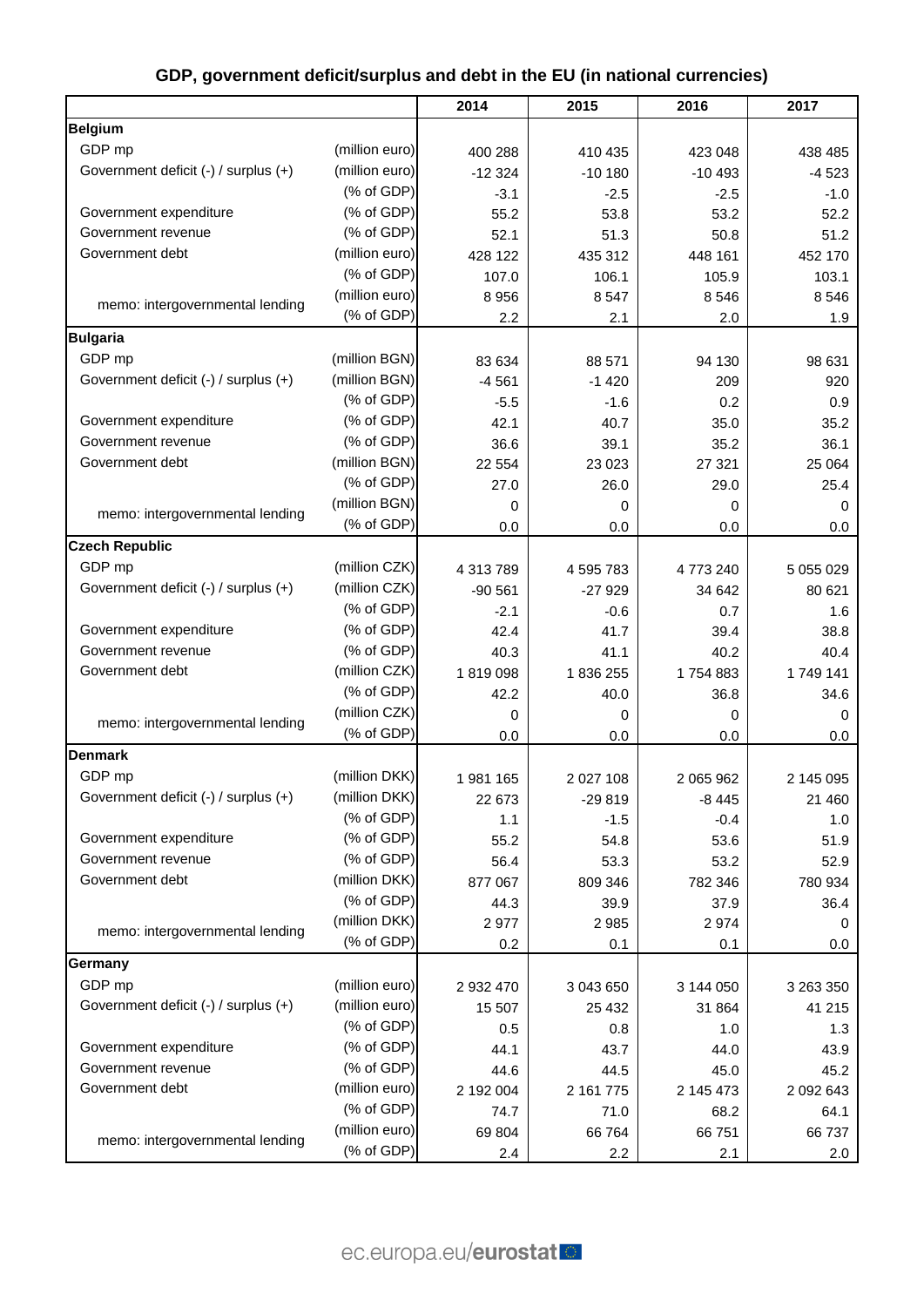## GDP, government deficit/surplus and debt in the EU (in national currencies)

| | | 2014 | 2015 | 2016 | 2017 |
|---|---|---|---|---|---|
| **Belgium** | | | | | |
| GDP mp | (million euro) | 400 288 | 410 435 | 423 048 | 438 485 |
| Government deficit (-) / surplus (+) | (million euro) | -12 324 | -10 180 | -10 493 | -4 523 |
| | (% of GDP) | -3.1 | -2.5 | -2.5 | -1.0 |
| Government expenditure | (% of GDP) | 55.2 | 53.8 | 53.2 | 52.2 |
| Government revenue | (% of GDP) | 52.1 | 51.3 | 50.8 | 51.2 |
| Government debt | (million euro) | 428 122 | 435 312 | 448 161 | 452 170 |
| | (% of GDP) | 107.0 | 106.1 | 105.9 | 103.1 |
| memo: intergovernmental lending | (million euro) | 8 956 | 8 547 | 8 546 | 8 546 |
| | (% of GDP) | 2.2 | 2.1 | 2.0 | 1.9 |
| **Bulgaria** | | | | | |
| GDP mp | (million BGN) | 83 634 | 88 571 | 94 130 | 98 631 |
| Government deficit (-) / surplus (+) | (million BGN) | -4 561 | -1 420 | 209 | 920 |
| | (% of GDP) | -5.5 | -1.6 | 0.2 | 0.9 |
| Government expenditure | (% of GDP) | 42.1 | 40.7 | 35.0 | 35.2 |
| Government revenue | (% of GDP) | 36.6 | 39.1 | 35.2 | 36.1 |
| Government debt | (million BGN) | 22 554 | 23 023 | 27 321 | 25 064 |
| | (% of GDP) | 27.0 | 26.0 | 29.0 | 25.4 |
| memo: intergovernmental lending | (million BGN) | 0 | 0 | 0 | 0 |
| | (% of GDP) | 0.0 | 0.0 | 0.0 | 0.0 |
| **Czech Republic** | | | | | |
| GDP mp | (million CZK) | 4 313 789 | 4 595 783 | 4 773 240 | 5 055 029 |
| Government deficit (-) / surplus (+) | (million CZK) | -90 561 | -27 929 | 34 642 | 80 621 |
| | (% of GDP) | -2.1 | -0.6 | 0.7 | 1.6 |
| Government expenditure | (% of GDP) | 42.4 | 41.7 | 39.4 | 38.8 |
| Government revenue | (% of GDP) | 40.3 | 41.1 | 40.2 | 40.4 |
| Government debt | (million CZK) | 1 819 098 | 1 836 255 | 1 754 883 | 1 749 141 |
| | (% of GDP) | 42.2 | 40.0 | 36.8 | 34.6 |
| memo: intergovernmental lending | (million CZK) | 0 | 0 | 0 | 0 |
| | (% of GDP) | 0.0 | 0.0 | 0.0 | 0.0 |
| **Denmark** | | | | | |
| GDP mp | (million DKK) | 1 981 165 | 2 027 108 | 2 065 962 | 2 145 095 |
| Government deficit (-) / surplus (+) | (million DKK) | 22 673 | -29 819 | -8 445 | 21 460 |
| | (% of GDP) | 1.1 | -1.5 | -0.4 | 1.0 |
| Government expenditure | (% of GDP) | 55.2 | 54.8 | 53.6 | 51.9 |
| Government revenue | (% of GDP) | 56.4 | 53.3 | 53.2 | 52.9 |
| Government debt | (million DKK) | 877 067 | 809 346 | 782 346 | 780 934 |
| | (% of GDP) | 44.3 | 39.9 | 37.9 | 36.4 |
| memo: intergovernmental lending | (million DKK) | 2 977 | 2 985 | 2 974 | 0 |
| | (% of GDP) | 0.2 | 0.1 | 0.1 | 0.0 |
| **Germany** | | | | | |
| GDP mp | (million euro) | 2 932 470 | 3 043 650 | 3 144 050 | 3 263 350 |
| Government deficit (-) / surplus (+) | (million euro) | 15 507 | 25 432 | 31 864 | 41 215 |
| | (% of GDP) | 0.5 | 0.8 | 1.0 | 1.3 |
| Government expenditure | (% of GDP) | 44.1 | 43.7 | 44.0 | 43.9 |
| Government revenue | (% of GDP) | 44.6 | 44.5 | 45.0 | 45.2 |
| Government debt | (million euro) | 2 192 004 | 2 161 775 | 2 145 473 | 2 092 643 |
| | (% of GDP) | 74.7 | 71.0 | 68.2 | 64.1 |
| memo: intergovernmental lending | (million euro) | 69 804 | 66 764 | 66 751 | 66 737 |
| | (% of GDP) | 2.4 | 2.2 | 2.1 | 2.0 |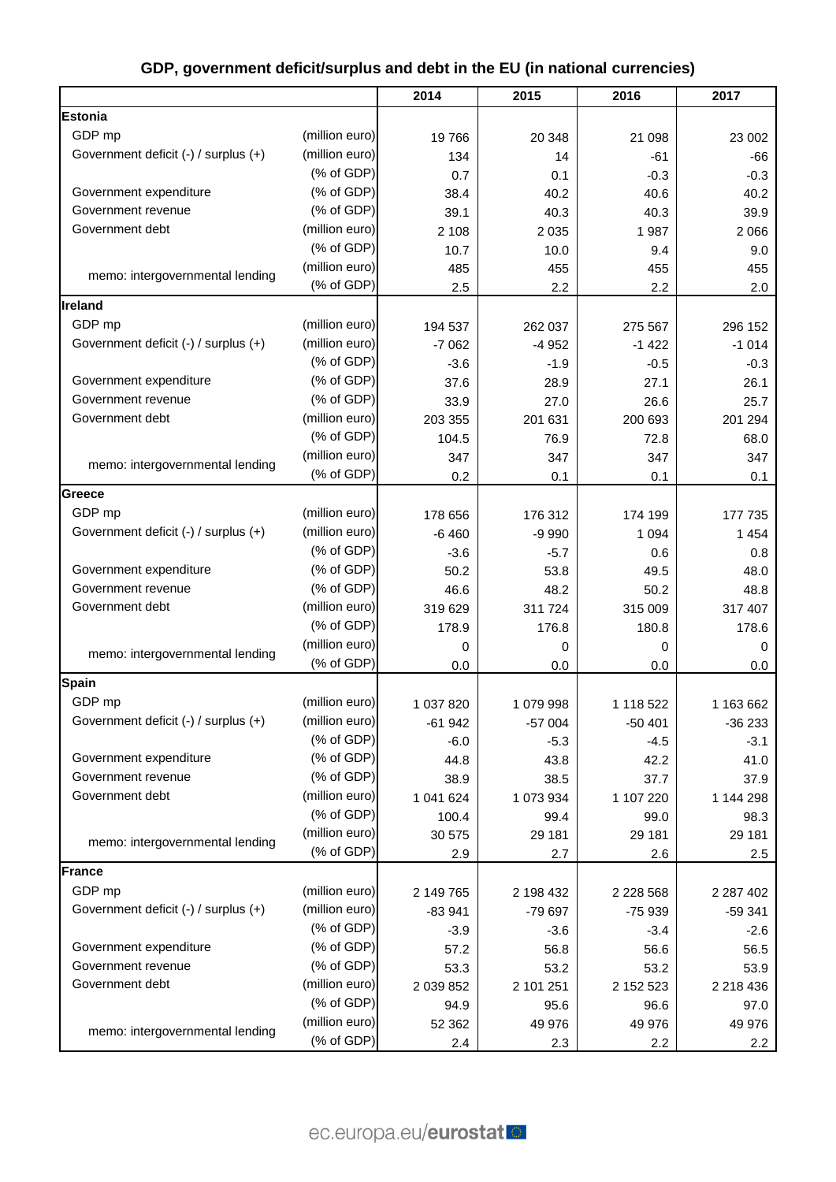## GDP, government deficit/surplus and debt in the EU (in national currencies)

| | | 2014 | 2015 | 2016 | 2017 |
|---|---|---|---|---|---|
| **Estonia** | | | | | |
| GDP mp | (million euro) | 19 766 | 20 348 | 21 098 | 23 002 |
| Government deficit (-) / surplus (+) | (million euro) | 134 | 14 | -61 | -66 |
| | (% of GDP) | 0.7 | 0.1 | -0.3 | -0.3 |
| Government expenditure | (% of GDP) | 38.4 | 40.2 | 40.6 | 40.2 |
| Government revenue | (% of GDP) | 39.1 | 40.3 | 40.3 | 39.9 |
| Government debt | (million euro) | 2 108 | 2 035 | 1 987 | 2 066 |
| | (% of GDP) | 10.7 | 10.0 | 9.4 | 9.0 |
| memo: intergovernmental lending | (million euro) | 485 | 455 | 455 | 455 |
| | (% of GDP) | 2.5 | 2.2 | 2.2 | 2.0 |
| **Ireland** | | | | | |
| GDP mp | (million euro) | 194 537 | 262 037 | 275 567 | 296 152 |
| Government deficit (-) / surplus (+) | (million euro) | -7 062 | -4 952 | -1 422 | -1 014 |
| | (% of GDP) | -3.6 | -1.9 | -0.5 | -0.3 |
| Government expenditure | (% of GDP) | 37.6 | 28.9 | 27.1 | 26.1 |
| Government revenue | (% of GDP) | 33.9 | 27.0 | 26.6 | 25.7 |
| Government debt | (million euro) | 203 355 | 201 631 | 200 693 | 201 294 |
| | (% of GDP) | 104.5 | 76.9 | 72.8 | 68.0 |
| memo: intergovernmental lending | (million euro) | 347 | 347 | 347 | 347 |
| | (% of GDP) | 0.2 | 0.1 | 0.1 | 0.1 |
| **Greece** | | | | | |
| GDP mp | (million euro) | 178 656 | 176 312 | 174 199 | 177 735 |
| Government deficit (-) / surplus (+) | (million euro) | -6 460 | -9 990 | 1 094 | 1 454 |
| | (% of GDP) | -3.6 | -5.7 | 0.6 | 0.8 |
| Government expenditure | (% of GDP) | 50.2 | 53.8 | 49.5 | 48.0 |
| Government revenue | (% of GDP) | 46.6 | 48.2 | 50.2 | 48.8 |
| Government debt | (million euro) | 319 629 | 311 724 | 315 009 | 317 407 |
| | (% of GDP) | 178.9 | 176.8 | 180.8 | 178.6 |
| memo: intergovernmental lending | (million euro) | 0 | 0 | 0 | 0 |
| | (% of GDP) | 0.0 | 0.0 | 0.0 | 0.0 |
| **Spain** | | | | | |
| GDP mp | (million euro) | 1 037 820 | 1 079 998 | 1 118 522 | 1 163 662 |
| Government deficit (-) / surplus (+) | (million euro) | -61 942 | -57 004 | -50 401 | -36 233 |
| | (% of GDP) | -6.0 | -5.3 | -4.5 | -3.1 |
| Government expenditure | (% of GDP) | 44.8 | 43.8 | 42.2 | 41.0 |
| Government revenue | (% of GDP) | 38.9 | 38.5 | 37.7 | 37.9 |
| Government debt | (million euro) | 1 041 624 | 1 073 934 | 1 107 220 | 1 144 298 |
| | (% of GDP) | 100.4 | 99.4 | 99.0 | 98.3 |
| memo: intergovernmental lending | (million euro) | 30 575 | 29 181 | 29 181 | 29 181 |
| | (% of GDP) | 2.9 | 2.7 | 2.6 | 2.5 |
| **France** | | | | | |
| GDP mp | (million euro) | 2 149 765 | 2 198 432 | 2 228 568 | 2 287 402 |
| Government deficit (-) / surplus (+) | (million euro) | -83 941 | -79 697 | -75 939 | -59 341 |
| | (% of GDP) | -3.9 | -3.6 | -3.4 | -2.6 |
| Government expenditure | (% of GDP) | 57.2 | 56.8 | 56.6 | 56.5 |
| Government revenue | (% of GDP) | 53.3 | 53.2 | 53.2 | 53.9 |
| Government debt | (million euro) | 2 039 852 | 2 101 251 | 2 152 523 | 2 218 436 |
| | (% of GDP) | 94.9 | 95.6 | 96.6 | 97.0 |
| memo: intergovernmental lending | (million euro) | 52 362 | 49 976 | 49 976 | 49 976 |
| | (% of GDP) | 2.4 | 2.3 | 2.2 | 2.2 |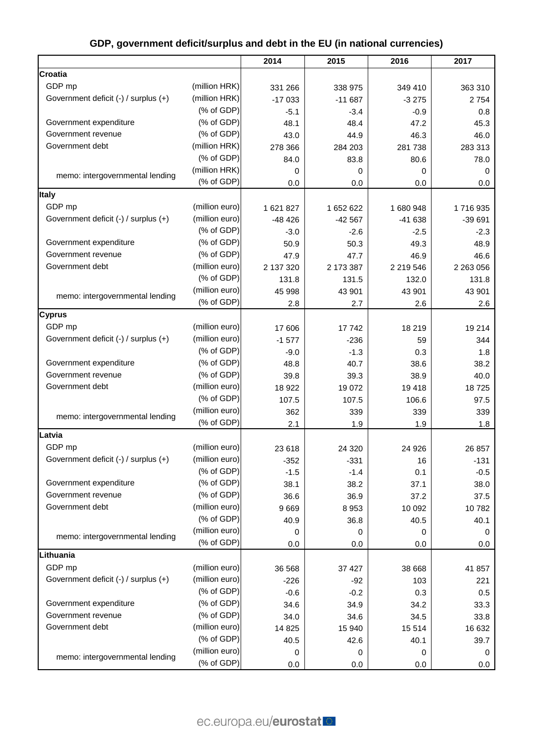## GDP, government deficit/surplus and debt in the EU (in national currencies)

| | | 2014 | 2015 | 2016 | 2017 |
|---|---|---|---|---|---|
| **Croatia** | | | | | |
| GDP mp | (million HRK) | 331 266 | 338 975 | 349 410 | 363 310 |
| Government deficit (-) / surplus (+) | (million HRK) | -17 033 | -11 687 | -3 275 | 2 754 |
| | (% of GDP) | -5.1 | -3.4 | -0.9 | 0.8 |
| Government expenditure | (% of GDP) | 48.1 | 48.4 | 47.2 | 45.3 |
| Government revenue | (% of GDP) | 43.0 | 44.9 | 46.3 | 46.0 |
| Government debt | (million HRK) | 278 366 | 284 203 | 281 738 | 283 313 |
| | (% of GDP) | 84.0 | 83.8 | 80.6 | 78.0 |
| memo: intergovernmental lending | (million HRK) | 0 | 0 | 0 | 0 |
| | (% of GDP) | 0.0 | 0.0 | 0.0 | 0.0 |
| **Italy** | | | | | |
| GDP mp | (million euro) | 1 621 827 | 1 652 622 | 1 680 948 | 1 716 935 |
| Government deficit (-) / surplus (+) | (million euro) | -48 426 | -42 567 | -41 638 | -39 691 |
| | (% of GDP) | -3.0 | -2.6 | -2.5 | -2.3 |
| Government expenditure | (% of GDP) | 50.9 | 50.3 | 49.3 | 48.9 |
| Government revenue | (% of GDP) | 47.9 | 47.7 | 46.9 | 46.6 |
| Government debt | (million euro) | 2 137 320 | 2 173 387 | 2 219 546 | 2 263 056 |
| | (% of GDP) | 131.8 | 131.5 | 132.0 | 131.8 |
| memo: intergovernmental lending | (million euro) | 45 998 | 43 901 | 43 901 | 43 901 |
| | (% of GDP) | 2.8 | 2.7 | 2.6 | 2.6 |
| **Cyprus** | | | | | |
| GDP mp | (million euro) | 17 606 | 17 742 | 18 219 | 19 214 |
| Government deficit (-) / surplus (+) | (million euro) | -1 577 | -236 | 59 | 344 |
| | (% of GDP) | -9.0 | -1.3 | 0.3 | 1.8 |
| Government expenditure | (% of GDP) | 48.8 | 40.7 | 38.6 | 38.2 |
| Government revenue | (% of GDP) | 39.8 | 39.3 | 38.9 | 40.0 |
| Government debt | (million euro) | 18 922 | 19 072 | 19 418 | 18 725 |
| | (% of GDP) | 107.5 | 107.5 | 106.6 | 97.5 |
| memo: intergovernmental lending | (million euro) | 362 | 339 | 339 | 339 |
| | (% of GDP) | 2.1 | 1.9 | 1.9 | 1.8 |
| **Latvia** | | | | | |
| GDP mp | (million euro) | 23 618 | 24 320 | 24 926 | 26 857 |
| Government deficit (-) / surplus (+) | (million euro) | -352 | -331 | 16 | -131 |
| | (% of GDP) | -1.5 | -1.4 | 0.1 | -0.5 |
| Government expenditure | (% of GDP) | 38.1 | 38.2 | 37.1 | 38.0 |
| Government revenue | (% of GDP) | 36.6 | 36.9 | 37.2 | 37.5 |
| Government debt | (million euro) | 9 669 | 8 953 | 10 092 | 10 782 |
| | (% of GDP) | 40.9 | 36.8 | 40.5 | 40.1 |
| memo: intergovernmental lending | (million euro) | 0 | 0 | 0 | 0 |
| | (% of GDP) | 0.0 | 0.0 | 0.0 | 0.0 |
| **Lithuania** | | | | | |
| GDP mp | (million euro) | 36 568 | 37 427 | 38 668 | 41 857 |
| Government deficit (-) / surplus (+) | (million euro) | -226 | -92 | 103 | 221 |
| | (% of GDP) | -0.6 | -0.2 | 0.3 | 0.5 |
| Government expenditure | (% of GDP) | 34.6 | 34.9 | 34.2 | 33.3 |
| Government revenue | (% of GDP) | 34.0 | 34.6 | 34.5 | 33.8 |
| Government debt | (million euro) | 14 825 | 15 940 | 15 514 | 16 632 |
| | (% of GDP) | 40.5 | 42.6 | 40.1 | 39.7 |
| memo: intergovernmental lending | (million euro) | 0 | 0 | 0 | 0 |
| | (% of GDP) | 0.0 | 0.0 | 0.0 | 0.0 |

ec.europa.eu/eurostat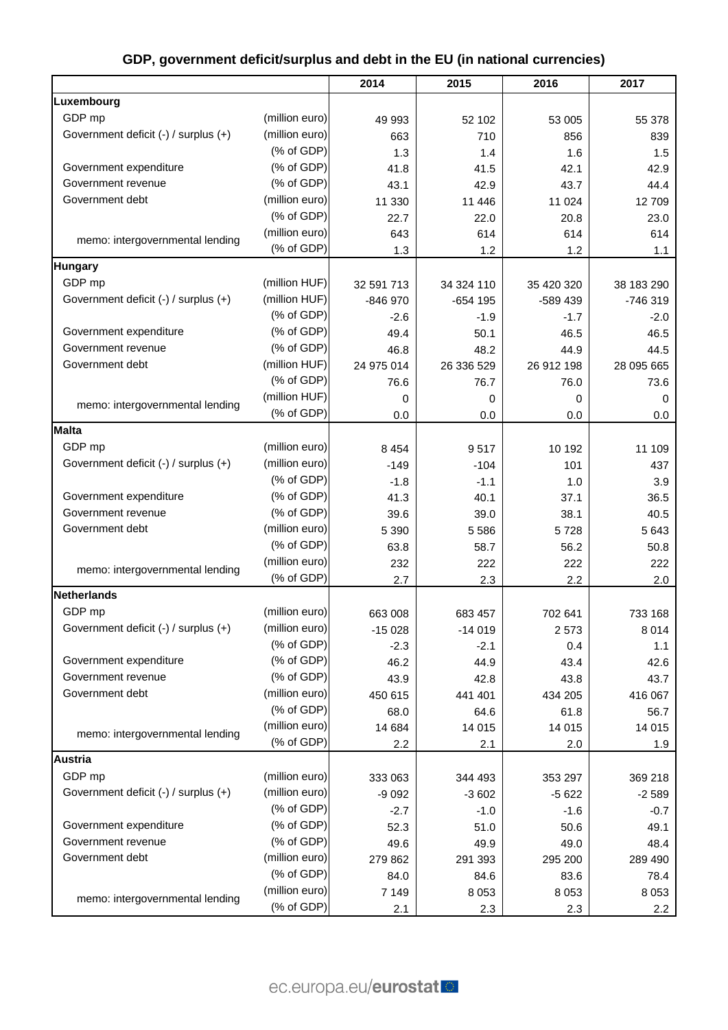## GDP, government deficit/surplus and debt in the EU (in national currencies)

| | | 2014 | 2015 | 2016 | 2017 |
|---|---|---|---|---|---|
| **Luxembourg** | | | | | |
| GDP mp | (million euro) | 49 993 | 52 102 | 53 005 | 55 378 |
| Government deficit (-) / surplus (+) | (million euro) | 663 | 710 | 856 | 839 |
| | (% of GDP) | 1.3 | 1.4 | 1.6 | 1.5 |
| Government expenditure | (% of GDP) | 41.8 | 41.5 | 42.1 | 42.9 |
| Government revenue | (% of GDP) | 43.1 | 42.9 | 43.7 | 44.4 |
| Government debt | (million euro) | 11 330 | 11 446 | 11 024 | 12 709 |
| | (% of GDP) | 22.7 | 22.0 | 20.8 | 23.0 |
| memo: intergovernmental lending | (million euro) | 643 | 614 | 614 | 614 |
| | (% of GDP) | 1.3 | 1.2 | 1.2 | 1.1 |
| **Hungary** | | | | | |
| GDP mp | (million HUF) | 32 591 713 | 34 324 110 | 35 420 320 | 38 183 290 |
| Government deficit (-) / surplus (+) | (million HUF) | -846 970 | -654 195 | -589 439 | -746 319 |
| | (% of GDP) | -2.6 | -1.9 | -1.7 | -2.0 |
| Government expenditure | (% of GDP) | 49.4 | 50.1 | 46.5 | 46.5 |
| Government revenue | (% of GDP) | 46.8 | 48.2 | 44.9 | 44.5 |
| Government debt | (million HUF) | 24 975 014 | 26 336 529 | 26 912 198 | 28 095 665 |
| | (% of GDP) | 76.6 | 76.7 | 76.0 | 73.6 |
| memo: intergovernmental lending | (million HUF) | 0 | 0 | 0 | 0 |
| | (% of GDP) | 0.0 | 0.0 | 0.0 | 0.0 |
| **Malta** | | | | | |
| GDP mp | (million euro) | 8 454 | 9 517 | 10 192 | 11 109 |
| Government deficit (-) / surplus (+) | (million euro) | -149 | -104 | 101 | 437 |
| | (% of GDP) | -1.8 | -1.1 | 1.0 | 3.9 |
| Government expenditure | (% of GDP) | 41.3 | 40.1 | 37.1 | 36.5 |
| Government revenue | (% of GDP) | 39.6 | 39.0 | 38.1 | 40.5 |
| Government debt | (million euro) | 5 390 | 5 586 | 5 728 | 5 643 |
| | (% of GDP) | 63.8 | 58.7 | 56.2 | 50.8 |
| memo: intergovernmental lending | (million euro) | 232 | 222 | 222 | 222 |
| | (% of GDP) | 2.7 | 2.3 | 2.2 | 2.0 |
| **Netherlands** | | | | | |
| GDP mp | (million euro) | 663 008 | 683 457 | 702 641 | 733 168 |
| Government deficit (-) / surplus (+) | (million euro) | -15 028 | -14 019 | 2 573 | 8 014 |
| | (% of GDP) | -2.3 | -2.1 | 0.4 | 1.1 |
| Government expenditure | (% of GDP) | 46.2 | 44.9 | 43.4 | 42.6 |
| Government revenue | (% of GDP) | 43.9 | 42.8 | 43.8 | 43.7 |
| Government debt | (million euro) | 450 615 | 441 401 | 434 205 | 416 067 |
| | (% of GDP) | 68.0 | 64.6 | 61.8 | 56.7 |
| memo: intergovernmental lending | (million euro) | 14 684 | 14 015 | 14 015 | 14 015 |
| | (% of GDP) | 2.2 | 2.1 | 2.0 | 1.9 |
| **Austria** | | | | | |
| GDP mp | (million euro) | 333 063 | 344 493 | 353 297 | 369 218 |
| Government deficit (-) / surplus (+) | (million euro) | -9 092 | -3 602 | -5 622 | -2 589 |
| | (% of GDP) | -2.7 | -1.0 | -1.6 | -0.7 |
| Government expenditure | (% of GDP) | 52.3 | 51.0 | 50.6 | 49.1 |
| Government revenue | (% of GDP) | 49.6 | 49.9 | 49.0 | 48.4 |
| Government debt | (million euro) | 279 862 | 291 393 | 295 200 | 289 490 |
| | (% of GDP) | 84.0 | 84.6 | 83.6 | 78.4 |
| memo: intergovernmental lending | (million euro) | 7 149 | 8 053 | 8 053 | 8 053 |
| | (% of GDP) | 2.1 | 2.3 | 2.3 | 2.2 |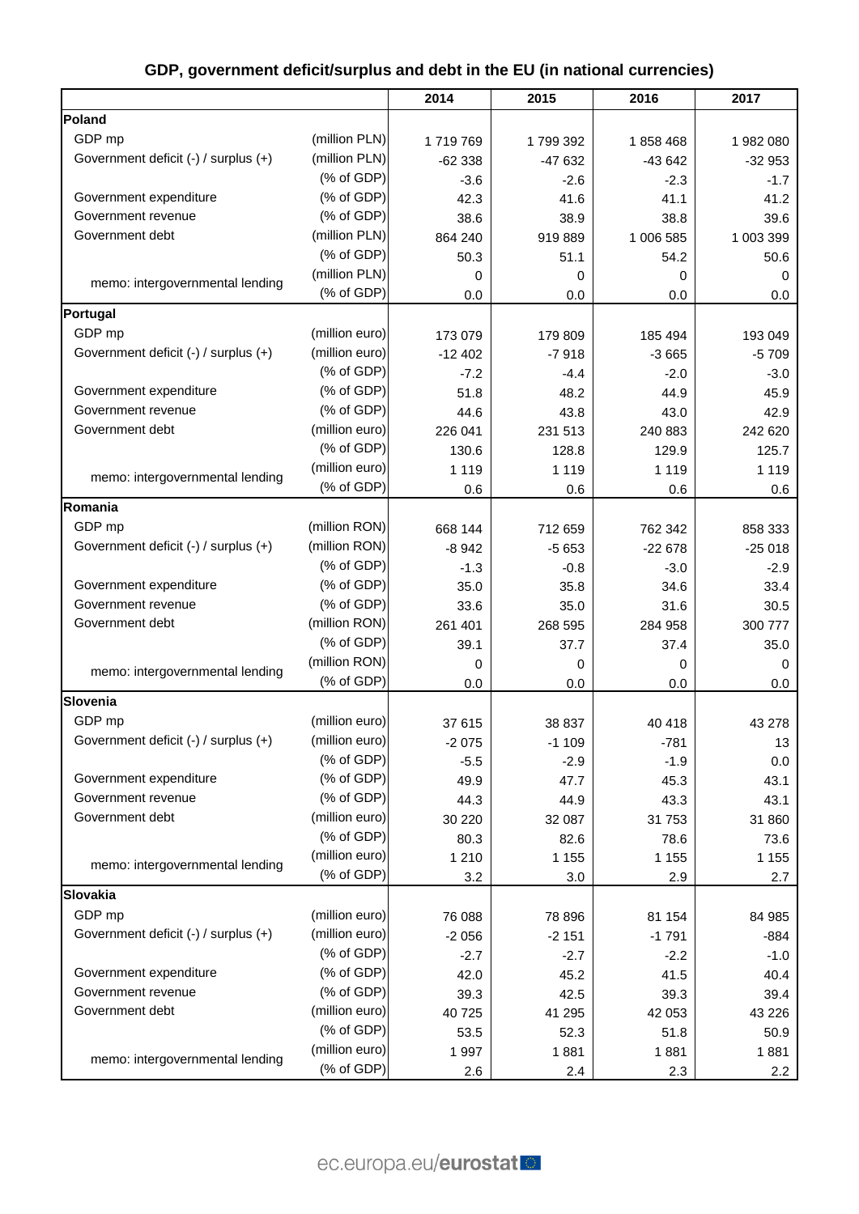## GDP, government deficit/surplus and debt in the EU (in national currencies)

| | | 2014 | 2015 | 2016 | 2017 |
|---|---|---|---|---|---|
| **Poland** | | | | | |
| GDP mp | (million PLN) | 1 719 769 | 1 799 392 | 1 858 468 | 1 982 080 |
| Government deficit (-) / surplus (+) | (million PLN) | -62 338 | -47 632 | -43 642 | -32 953 |
| | (% of GDP) | -3.6 | -2.6 | -2.3 | -1.7 |
| Government expenditure | (% of GDP) | 42.3 | 41.6 | 41.1 | 41.2 |
| Government revenue | (% of GDP) | 38.6 | 38.9 | 38.8 | 39.6 |
| Government debt | (million PLN) | 864 240 | 919 889 | 1 006 585 | 1 003 399 |
| | (% of GDP) | 50.3 | 51.1 | 54.2 | 50.6 |
| memo: intergovernmental lending | (million PLN) | 0 | 0 | 0 | 0 |
| | (% of GDP) | 0.0 | 0.0 | 0.0 | 0.0 |
| **Portugal** | | | | | |
| GDP mp | (million euro) | 173 079 | 179 809 | 185 494 | 193 049 |
| Government deficit (-) / surplus (+) | (million euro) | -12 402 | -7 918 | -3 665 | -5 709 |
| | (% of GDP) | -7.2 | -4.4 | -2.0 | -3.0 |
| Government expenditure | (% of GDP) | 51.8 | 48.2 | 44.9 | 45.9 |
| Government revenue | (% of GDP) | 44.6 | 43.8 | 43.0 | 42.9 |
| Government debt | (million euro) | 226 041 | 231 513 | 240 883 | 242 620 |
| | (% of GDP) | 130.6 | 128.8 | 129.9 | 125.7 |
| memo: intergovernmental lending | (million euro) | 1 119 | 1 119 | 1 119 | 1 119 |
| | (% of GDP) | 0.6 | 0.6 | 0.6 | 0.6 |
| **Romania** | | | | | |
| GDP mp | (million RON) | 668 144 | 712 659 | 762 342 | 858 333 |
| Government deficit (-) / surplus (+) | (million RON) | -8 942 | -5 653 | -22 678 | -25 018 |
| | (% of GDP) | -1.3 | -0.8 | -3.0 | -2.9 |
| Government expenditure | (% of GDP) | 35.0 | 35.8 | 34.6 | 33.4 |
| Government revenue | (% of GDP) | 33.6 | 35.0 | 31.6 | 30.5 |
| Government debt | (million RON) | 261 401 | 268 595 | 284 958 | 300 777 |
| | (% of GDP) | 39.1 | 37.7 | 37.4 | 35.0 |
| memo: intergovernmental lending | (million RON) | 0 | 0 | 0 | 0 |
| | (% of GDP) | 0.0 | 0.0 | 0.0 | 0.0 |
| **Slovenia** | | | | | |
| GDP mp | (million euro) | 37 615 | 38 837 | 40 418 | 43 278 |
| Government deficit (-) / surplus (+) | (million euro) | -2 075 | -1 109 | -781 | 13 |
| | (% of GDP) | -5.5 | -2.9 | -1.9 | 0.0 |
| Government expenditure | (% of GDP) | 49.9 | 47.7 | 45.3 | 43.1 |
| Government revenue | (% of GDP) | 44.3 | 44.9 | 43.3 | 43.1 |
| Government debt | (million euro) | 30 220 | 32 087 | 31 753 | 31 860 |
| | (% of GDP) | 80.3 | 82.6 | 78.6 | 73.6 |
| memo: intergovernmental lending | (million euro) | 1 210 | 1 155 | 1 155 | 1 155 |
| | (% of GDP) | 3.2 | 3.0 | 2.9 | 2.7 |
| **Slovakia** | | | | | |
| GDP mp | (million euro) | 76 088 | 78 896 | 81 154 | 84 985 |
| Government deficit (-) / surplus (+) | (million euro) | -2 056 | -2 151 | -1 791 | -884 |
| | (% of GDP) | -2.7 | -2.7 | -2.2 | -1.0 |
| Government expenditure | (% of GDP) | 42.0 | 45.2 | 41.5 | 40.4 |
| Government revenue | (% of GDP) | 39.3 | 42.5 | 39.3 | 39.4 |
| Government debt | (million euro) | 40 725 | 41 295 | 42 053 | 43 226 |
| | (% of GDP) | 53.5 | 52.3 | 51.8 | 50.9 |
| memo: intergovernmental lending | (million euro) | 1 997 | 1 881 | 1 881 | 1 881 |
| | (% of GDP) | 2.6 | 2.4 | 2.3 | 2.2 |

ec.europa.eu/eurostat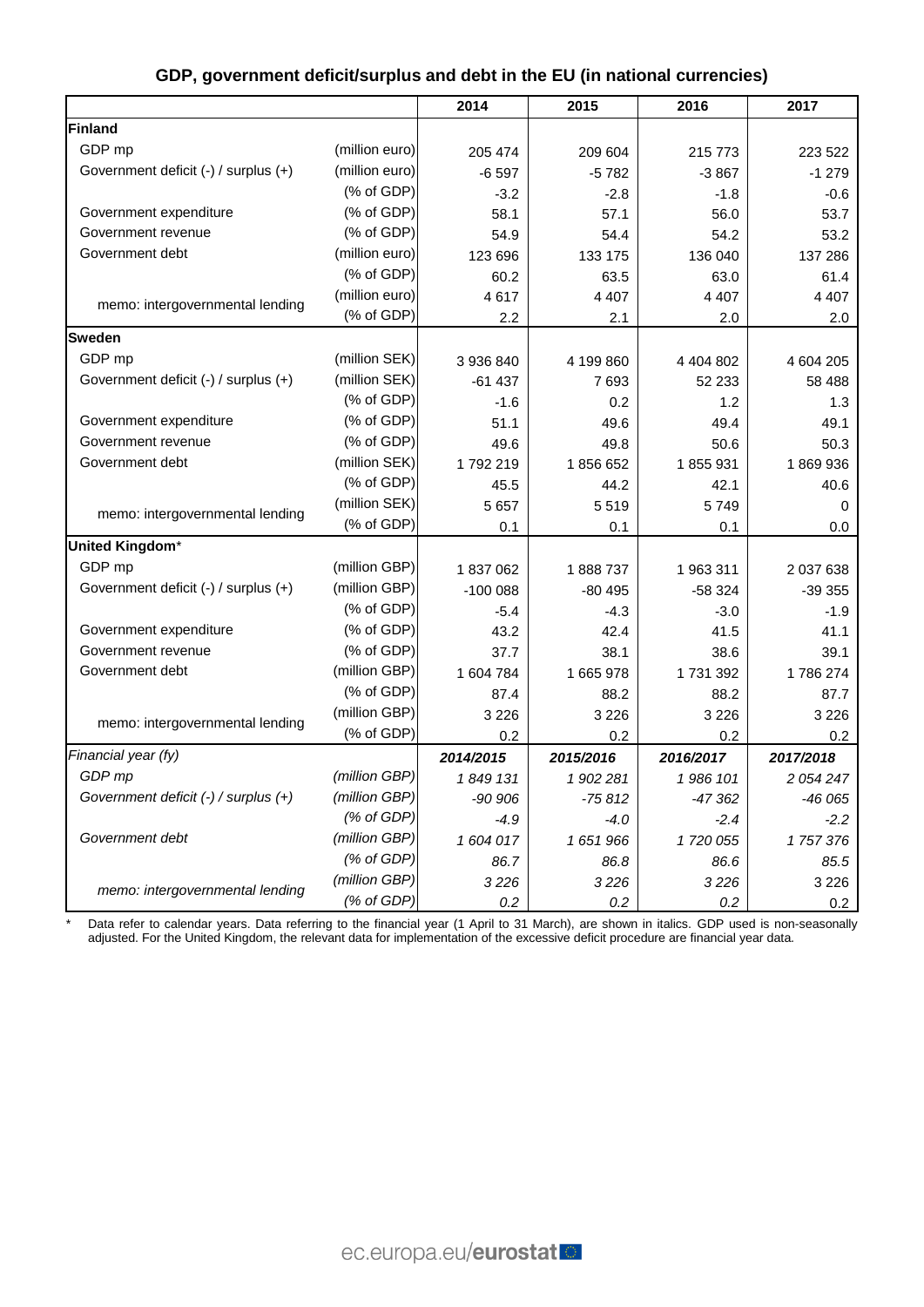## GDP, government deficit/surplus and debt in the EU (in national currencies)

| | | 2014 | 2015 | 2016 | 2017 |
|---|---|---|---|---|---|
| **Finland** | | | | | |
| GDP mp | (million euro) | 205 474 | 209 604 | 215 773 | 223 522 |
| Government deficit (-) / surplus (+) | (million euro) | -6 597 | -5 782 | -3 867 | -1 279 |
| | (% of GDP) | -3.2 | -2.8 | -1.8 | -0.6 |
| Government expenditure | (% of GDP) | 58.1 | 57.1 | 56.0 | 53.7 |
| Government revenue | (% of GDP) | 54.9 | 54.4 | 54.2 | 53.2 |
| Government debt | (million euro) | 123 696 | 133 175 | 136 040 | 137 286 |
| | (% of GDP) | 60.2 | 63.5 | 63.0 | 61.4 |
| memo: intergovernmental lending | (million euro) | 4 617 | 4 407 | 4 407 | 4 407 |
| | (% of GDP) | 2.2 | 2.1 | 2.0 | 2.0 |
| **Sweden** | | | | | |
| GDP mp | (million SEK) | 3 936 840 | 4 199 860 | 4 404 802 | 4 604 205 |
| Government deficit (-) / surplus (+) | (million SEK) | -61 437 | 7 693 | 52 233 | 58 488 |
| | (% of GDP) | -1.6 | 0.2 | 1.2 | 1.3 |
| Government expenditure | (% of GDP) | 51.1 | 49.6 | 49.4 | 49.1 |
| Government revenue | (% of GDP) | 49.6 | 49.8 | 50.6 | 50.3 |
| Government debt | (million SEK) | 1 792 219 | 1 856 652 | 1 855 931 | 1 869 936 |
| | (% of GDP) | 45.5 | 44.2 | 42.1 | 40.6 |
| memo: intergovernmental lending | (million SEK) | 5 657 | 5 519 | 5 749 | 0 |
| | (% of GDP) | 0.1 | 0.1 | 0.1 | 0.0 |
| **United Kingdom*** | | | | | |
| GDP mp | (million GBP) | 1 837 062 | 1 888 737 | 1 963 311 | 2 037 638 |
| Government deficit (-) / surplus (+) | (million GBP) | -100 088 | -80 495 | -58 324 | -39 355 |
| | (% of GDP) | -5.4 | -4.3 | -3.0 | -1.9 |
| Government expenditure | (% of GDP) | 43.2 | 42.4 | 41.5 | 41.1 |
| Government revenue | (% of GDP) | 37.7 | 38.1 | 38.6 | 39.1 |
| Government debt | (million GBP) | 1 604 784 | 1 665 978 | 1 731 392 | 1 786 274 |
| | (% of GDP) | 87.4 | 88.2 | 88.2 | 87.7 |
| memo: intergovernmental lending | (million GBP) | 3 226 | 3 226 | 3 226 | 3 226 |
| | (% of GDP) | 0.2 | 0.2 | 0.2 | 0.2 |
| *Financial year (fy)* | | ***2014/2015*** | ***2015/2016*** | ***2016/2017*** | ***2017/2018*** |
| *GDP mp* | *(million GBP)* | *1 849 131* | *1 902 281* | *1 986 101* | *2 054 247* |
| *Government deficit (-) / surplus (+)* | *(million GBP)* | *-90 906* | *-75 812* | *-47 362* | *-46 065* |
| | *(% of GDP)* | *-4.9* | *-4.0* | *-2.4* | *-2.2* |
| *Government debt* | *(million GBP)* | *1 604 017* | *1 651 966* | *1 720 055* | *1 757 376* |
| | *(% of GDP)* | *86.7* | *86.8* | *86.6* | *85.5* |
| *memo: intergovernmental lending* | *(million GBP)* | *3 226* | *3 226* | *3 226* | 3 226 |
| | *(% of GDP)* | *0.2* | *0.2* | *0.2* | 0.2 |

\* Data refer to calendar years. Data referring to the financial year (1 April to 31 March), are shown in italics. GDP used is non-seasonally adjusted. For the United Kingdom, the relevant data for implementation of the excessive deficit procedure are financial year data.